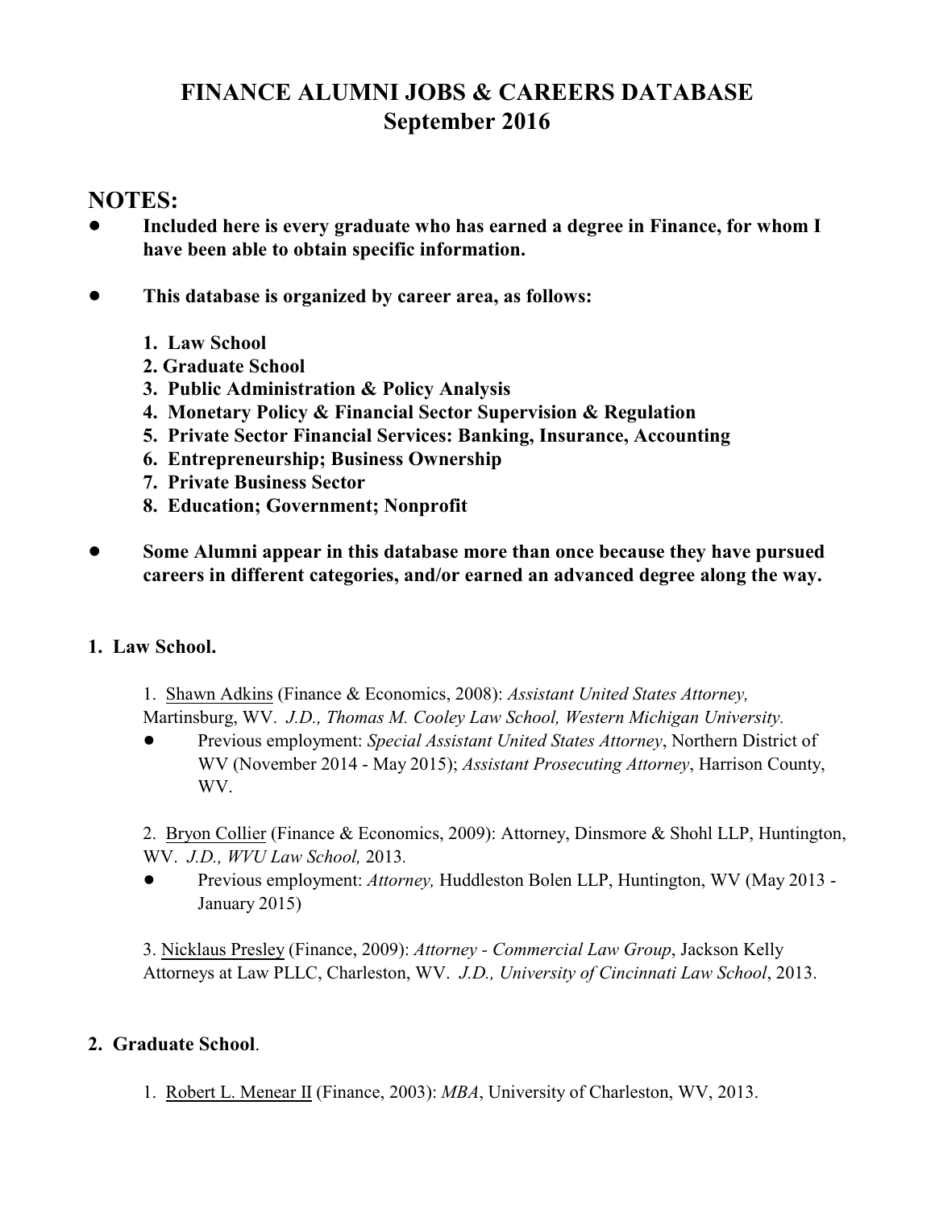# FINANCE ALUMNI JOBS & CAREERS DATABASE
## September 2016

## NOTES:

- **Included here is every graduate who has earned a degree in Finance, for whom I have been able to obtain specific information.**

- **This database is organized by career area, as follows:**

  **1. Law School**
  **2. Graduate School**
  **3. Public Administration & Policy Analysis**
  **4. Monetary Policy & Financial Sector Supervision & Regulation**
  **5. Private Sector Financial Services: Banking, Insurance, Accounting**
  **6. Entrepreneurship; Business Ownership**
  **7. Private Business Sector**
  **8. Education; Government; Nonprofit**

- **Some Alumni appear in this database more than once because they have pursued careers in different categories, and/or earned an advanced degree along the way.**

### 1. Law School.

1. Shawn Adkins (Finance & Economics, 2008): *Assistant United States Attorney,* Martinsburg, WV. *J.D., Thomas M. Cooley Law School, Western Michigan University.*
   - Previous employment: *Special Assistant United States Attorney*, Northern District of WV (November 2014 - May 2015); *Assistant Prosecuting Attorney*, Harrison County, WV.

2. Bryon Collier (Finance & Economics, 2009): Attorney, Dinsmore & Shohl LLP, Huntington, WV. *J.D., WVU Law School,* 2013.
   - Previous employment: *Attorney,* Huddleston Bolen LLP, Huntington, WV (May 2013 - January 2015)

3. Nicklaus Presley (Finance, 2009): *Attorney - Commercial Law Group*, Jackson Kelly Attorneys at Law PLLC, Charleston, WV. *J.D., University of Cincinnati Law School*, 2013.

### 2. Graduate School.

1. Robert L. Menear II (Finance, 2003): *MBA*, University of Charleston, WV, 2013.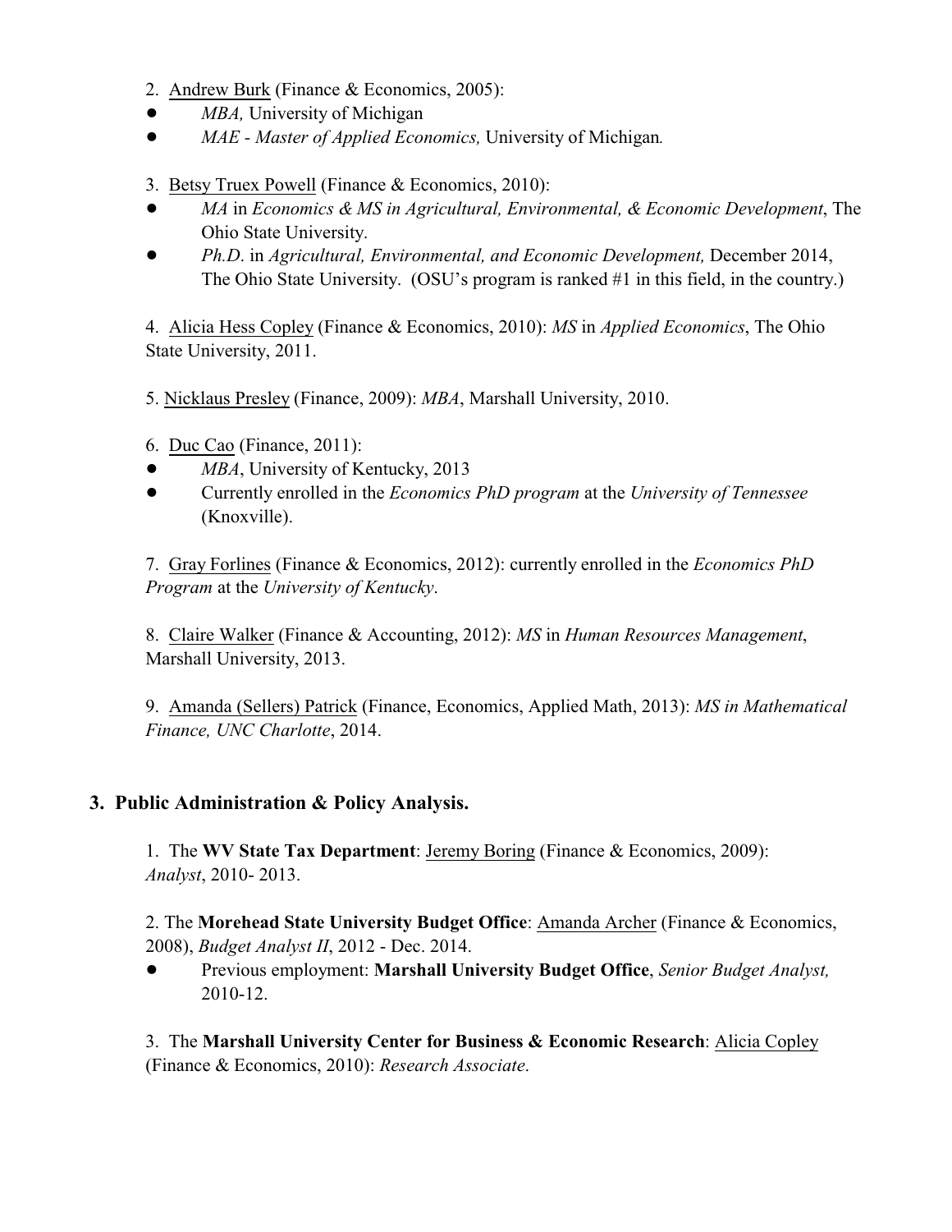2. Andrew Burk (Finance & Economics, 2005):

- *MBA,* University of Michigan
- *MAE - Master of Applied Economics,* University of Michigan*.*

3. Betsy Truex Powell (Finance & Economics, 2010):

- *MA* in *Economics & MS in Agricultural, Environmental, & Economic Development*, The Ohio State University.
- *Ph.D*. in *Agricultural, Environmental, and Economic Development,* December 2014, The Ohio State University. (OSU's program is ranked #1 in this field, in the country.)

4. Alicia Hess Copley (Finance & Economics, 2010): *MS* in *Applied Economics*, The Ohio State University, 2011.

5. Nicklaus Presley (Finance, 2009): *MBA*, Marshall University, 2010.

6. Duc Cao (Finance, 2011):

- *MBA*, University of Kentucky, 2013
- Currently enrolled in the *Economics PhD program* at the *University of Tennessee* (Knoxville).

7. Gray Forlines (Finance & Economics, 2012): currently enrolled in the *Economics PhD Program* at the *University of Kentucky*.

8. Claire Walker (Finance & Accounting, 2012): *MS* in *Human Resources Management*, Marshall University, 2013.

9. Amanda (Sellers) Patrick (Finance, Economics, Applied Math, 2013): *MS in Mathematical Finance, UNC Charlotte*, 2014.

## 3. Public Administration & Policy Analysis.

1. The **WV State Tax Department**: Jeremy Boring (Finance & Economics, 2009): *Analyst*, 2010- 2013.

2. The **Morehead State University Budget Office**: Amanda Archer (Finance & Economics, 2008), *Budget Analyst II*, 2012 - Dec. 2014.

- Previous employment: **Marshall University Budget Office**, *Senior Budget Analyst,* 2010-12.

3. The **Marshall University Center for Business & Economic Research**: Alicia Copley (Finance & Economics, 2010): *Research Associate*.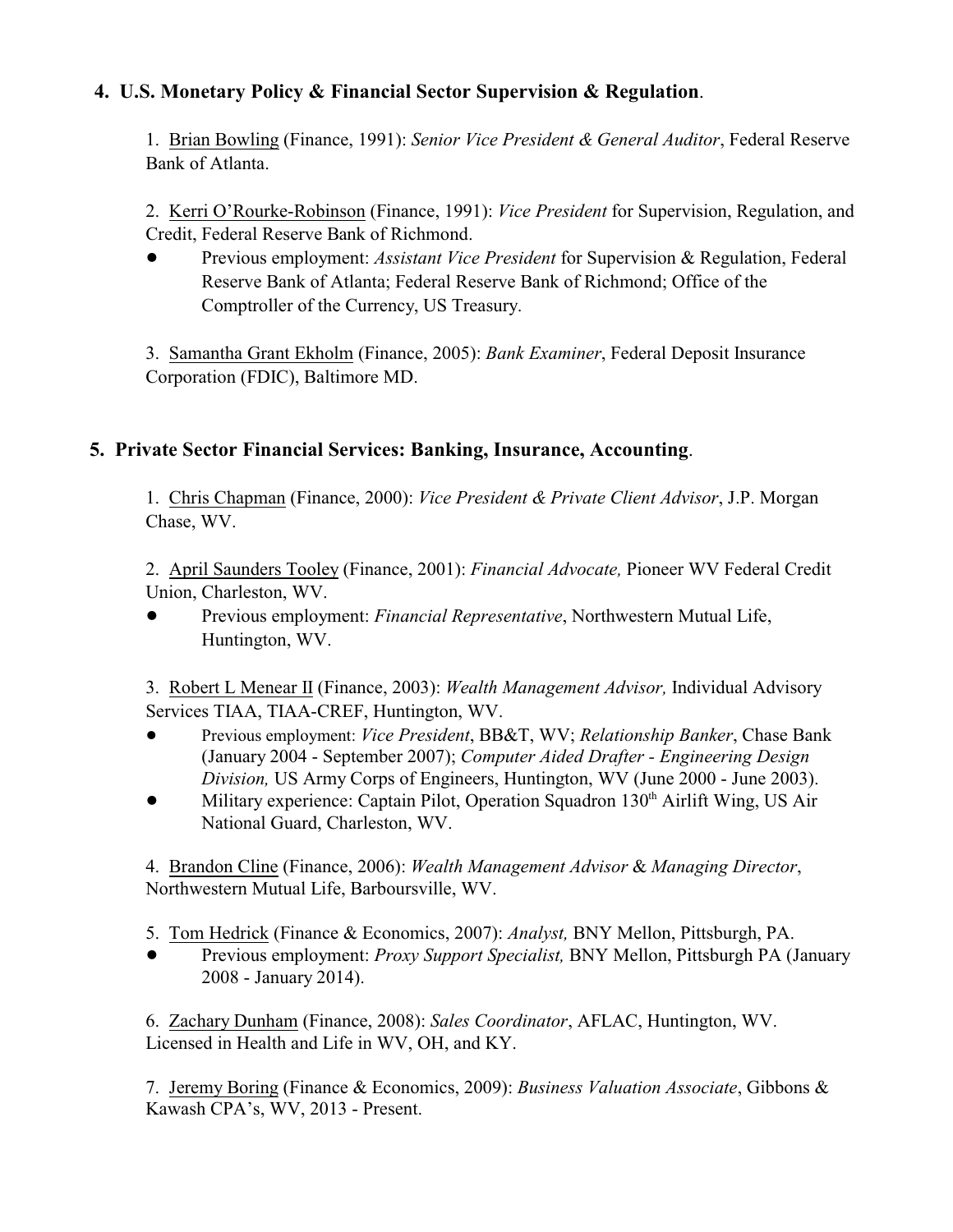## 4. U.S. Monetary Policy & Financial Sector Supervision & Regulation.

1. Brian Bowling (Finance, 1991): *Senior Vice President & General Auditor*, Federal Reserve Bank of Atlanta.

2. Kerri O'Rourke-Robinson (Finance, 1991): *Vice President* for Supervision, Regulation, and Credit, Federal Reserve Bank of Richmond.
- Previous employment: *Assistant Vice President* for Supervision & Regulation, Federal Reserve Bank of Atlanta; Federal Reserve Bank of Richmond; Office of the Comptroller of the Currency, US Treasury.

3. Samantha Grant Ekholm (Finance, 2005): *Bank Examiner*, Federal Deposit Insurance Corporation (FDIC), Baltimore MD.

## 5. Private Sector Financial Services: Banking, Insurance, Accounting.

1. Chris Chapman (Finance, 2000): *Vice President & Private Client Advisor*, J.P. Morgan Chase, WV.

2. April Saunders Tooley (Finance, 2001): *Financial Advocate,* Pioneer WV Federal Credit Union, Charleston, WV.
- Previous employment: *Financial Representative*, Northwestern Mutual Life, Huntington, WV.

3. Robert L Menear II (Finance, 2003): *Wealth Management Advisor,* Individual Advisory Services TIAA, TIAA-CREF, Huntington, WV.
- Previous employment: *Vice President*, BB&T, WV; *Relationship Banker*, Chase Bank (January 2004 - September 2007); *Computer Aided Drafter - Engineering Design Division,* US Army Corps of Engineers, Huntington, WV (June 2000 - June 2003).
- Military experience: Captain Pilot, Operation Squadron 130th Airlift Wing, US Air National Guard, Charleston, WV.

4. Brandon Cline (Finance, 2006): *Wealth Management Advisor* & *Managing Director*, Northwestern Mutual Life, Barboursville, WV.

5. Tom Hedrick (Finance & Economics, 2007): *Analyst,* BNY Mellon, Pittsburgh, PA.
- Previous employment: *Proxy Support Specialist,* BNY Mellon, Pittsburgh PA (January 2008 - January 2014).

6. Zachary Dunham (Finance, 2008): *Sales Coordinator*, AFLAC, Huntington, WV. Licensed in Health and Life in WV, OH, and KY.

7. Jeremy Boring (Finance & Economics, 2009): *Business Valuation Associate*, Gibbons & Kawash CPA's, WV, 2013 - Present.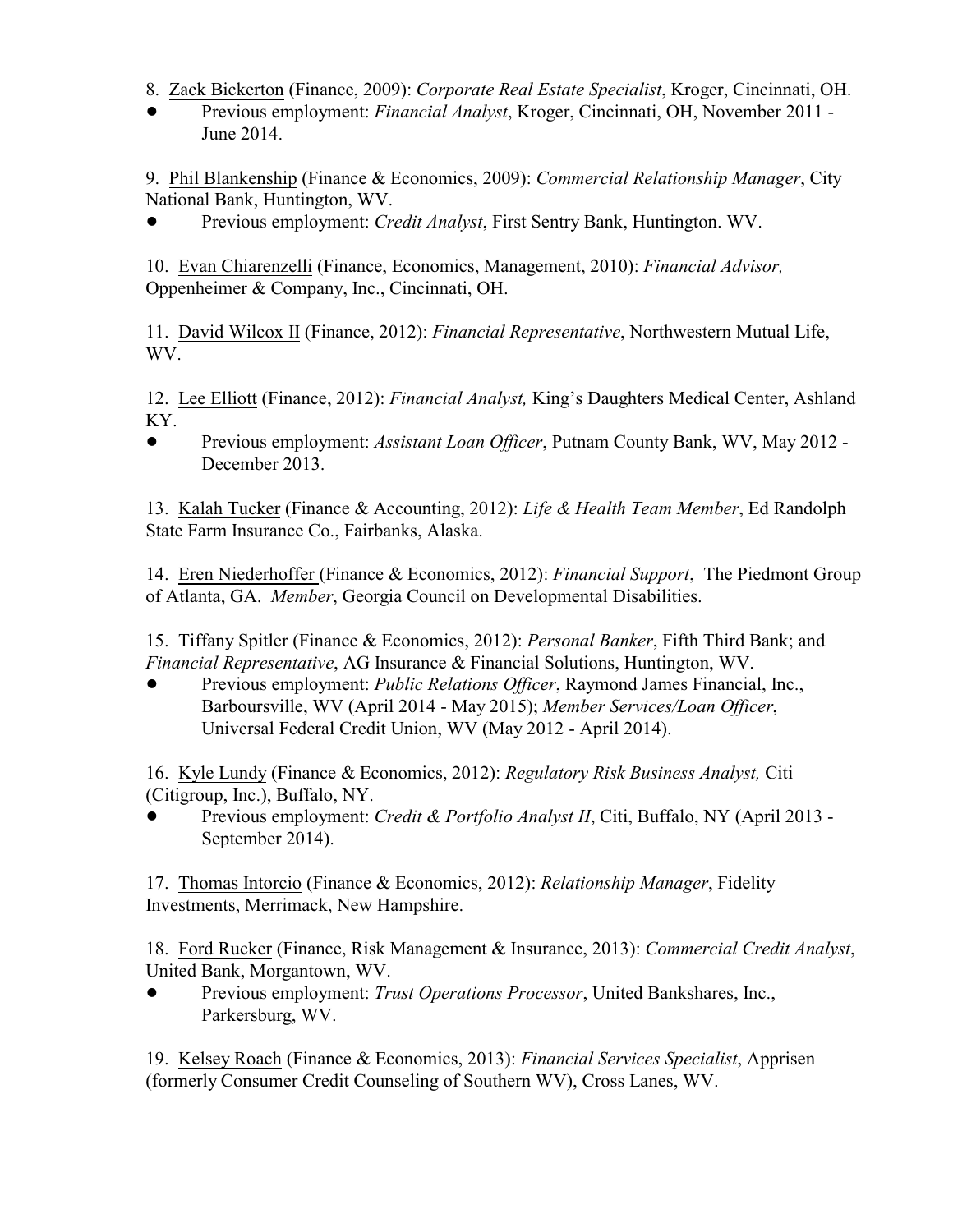8. Zack Bickerton (Finance, 2009): *Corporate Real Estate Specialist*, Kroger, Cincinnati, OH.
- Previous employment: *Financial Analyst*, Kroger, Cincinnati, OH, November 2011 - June 2014.

9. Phil Blankenship (Finance & Economics, 2009): *Commercial Relationship Manager*, City National Bank, Huntington, WV.
- Previous employment: *Credit Analyst*, First Sentry Bank, Huntington. WV.

10. Evan Chiarenzelli (Finance, Economics, Management, 2010): *Financial Advisor,* Oppenheimer & Company, Inc., Cincinnati, OH.

11. David Wilcox II (Finance, 2012): *Financial Representative*, Northwestern Mutual Life, WV.

12. Lee Elliott (Finance, 2012): *Financial Analyst,* King's Daughters Medical Center, Ashland KY.
- Previous employment: *Assistant Loan Officer*, Putnam County Bank, WV, May 2012 - December 2013.

13. Kalah Tucker (Finance & Accounting, 2012): *Life & Health Team Member*, Ed Randolph State Farm Insurance Co., Fairbanks, Alaska.

14. Eren Niederhoffer (Finance & Economics, 2012): *Financial Support*, The Piedmont Group of Atlanta, GA. *Member*, Georgia Council on Developmental Disabilities.

15. Tiffany Spitler (Finance & Economics, 2012): *Personal Banker*, Fifth Third Bank; and *Financial Representative*, AG Insurance & Financial Solutions, Huntington, WV.
- Previous employment: *Public Relations Officer*, Raymond James Financial, Inc., Barboursville, WV (April 2014 - May 2015); *Member Services/Loan Officer*, Universal Federal Credit Union, WV (May 2012 - April 2014).

16. Kyle Lundy (Finance & Economics, 2012): *Regulatory Risk Business Analyst,* Citi (Citigroup, Inc.), Buffalo, NY.
- Previous employment: *Credit & Portfolio Analyst II*, Citi, Buffalo, NY (April 2013 - September 2014).

17. Thomas Intorcio (Finance & Economics, 2012): *Relationship Manager*, Fidelity Investments, Merrimack, New Hampshire.

18. Ford Rucker (Finance, Risk Management & Insurance, 2013): *Commercial Credit Analyst*, United Bank, Morgantown, WV.
- Previous employment: *Trust Operations Processor*, United Bankshares, Inc., Parkersburg, WV.

19. Kelsey Roach (Finance & Economics, 2013): *Financial Services Specialist*, Apprisen (formerly Consumer Credit Counseling of Southern WV), Cross Lanes, WV.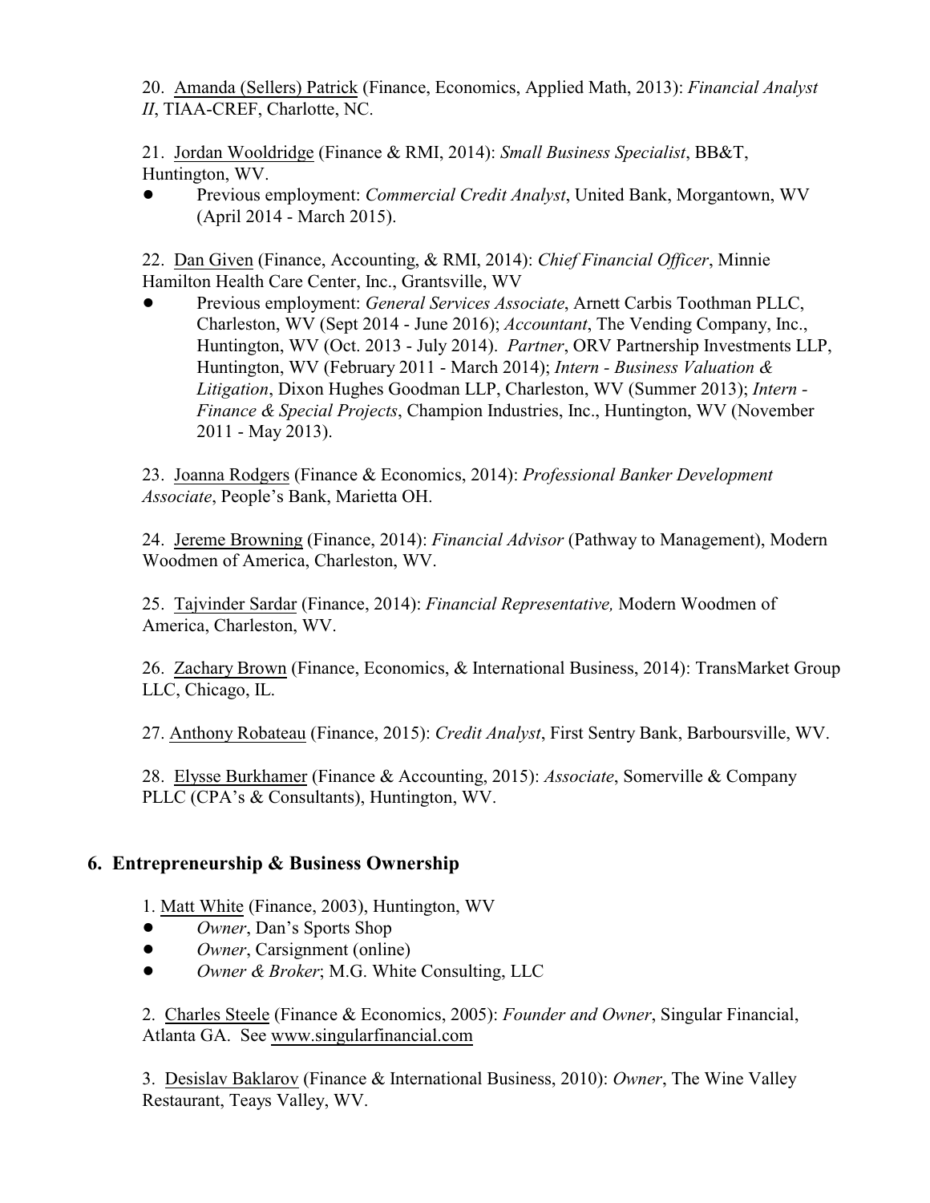20. Amanda (Sellers) Patrick (Finance, Economics, Applied Math, 2013): *Financial Analyst II*, TIAA-CREF, Charlotte, NC.

21. Jordan Wooldridge (Finance & RMI, 2014): *Small Business Specialist*, BB&T, Huntington, WV.

- Previous employment: *Commercial Credit Analyst*, United Bank, Morgantown, WV (April 2014 - March 2015).

22. Dan Given (Finance, Accounting, & RMI, 2014): *Chief Financial Officer*, Minnie Hamilton Health Care Center, Inc., Grantsville, WV

- Previous employment: *General Services Associate*, Arnett Carbis Toothman PLLC, Charleston, WV (Sept 2014 - June 2016); *Accountant*, The Vending Company, Inc., Huntington, WV (Oct. 2013 - July 2014). *Partner*, ORV Partnership Investments LLP, Huntington, WV (February 2011 - March 2014); *Intern - Business Valuation & Litigation*, Dixon Hughes Goodman LLP, Charleston, WV (Summer 2013); *Intern - Finance & Special Projects*, Champion Industries, Inc., Huntington, WV (November 2011 - May 2013).

23. Joanna Rodgers (Finance & Economics, 2014): *Professional Banker Development Associate*, People's Bank, Marietta OH.

24. Jereme Browning (Finance, 2014): *Financial Advisor* (Pathway to Management), Modern Woodmen of America, Charleston, WV.

25. Tajvinder Sardar (Finance, 2014): *Financial Representative,* Modern Woodmen of America, Charleston, WV.

26. Zachary Brown (Finance, Economics, & International Business, 2014): TransMarket Group LLC, Chicago, IL.

27. Anthony Robateau (Finance, 2015): *Credit Analyst*, First Sentry Bank, Barboursville, WV.

28. Elysse Burkhamer (Finance & Accounting, 2015): *Associate*, Somerville & Company PLLC (CPA's & Consultants), Huntington, WV.

## 6. Entrepreneurship & Business Ownership

1. Matt White (Finance, 2003), Huntington, WV

- *Owner*, Dan's Sports Shop
- *Owner*, Carsignment (online)
- *Owner & Broker*; M.G. White Consulting, LLC

2. Charles Steele (Finance & Economics, 2005): *Founder and Owner*, Singular Financial, Atlanta GA. See www.singularfinancial.com

3. Desislav Baklarov (Finance & International Business, 2010): *Owner*, The Wine Valley Restaurant, Teays Valley, WV.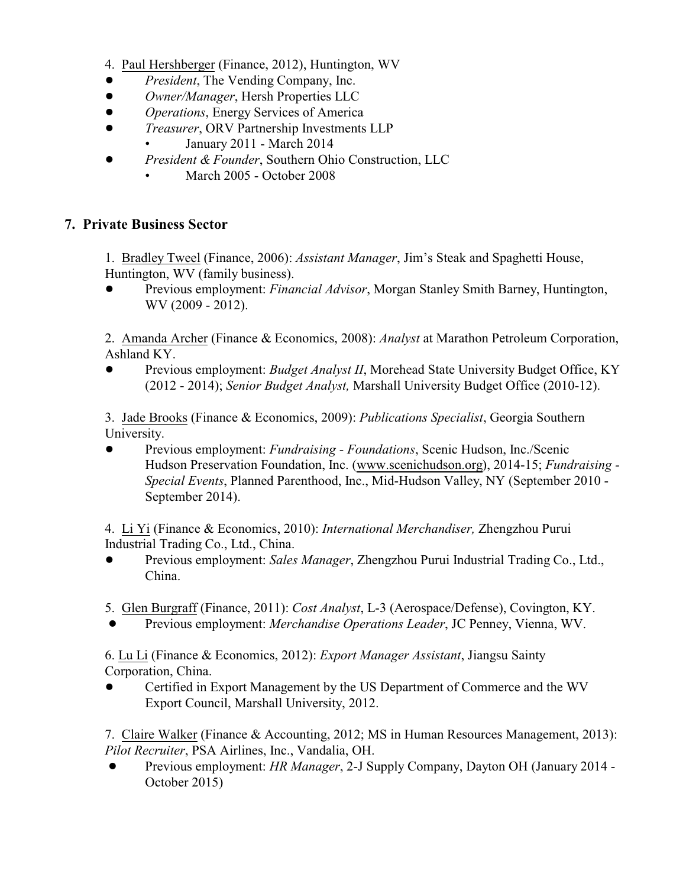4. Paul Hershberger (Finance, 2012), Huntington, WV

- *President*, The Vending Company, Inc.
- *Owner/Manager*, Hersh Properties LLC
- *Operations*, Energy Services of America
- *Treasurer*, ORV Partnership Investments LLP
  - January 2011 - March 2014
- *President & Founder*, Southern Ohio Construction, LLC
  - March 2005 - October 2008

## 7. Private Business Sector

1. Bradley Tweel (Finance, 2006): *Assistant Manager*, Jim's Steak and Spaghetti House, Huntington, WV (family business).
   - Previous employment: *Financial Advisor*, Morgan Stanley Smith Barney, Huntington, WV (2009 - 2012).

2. Amanda Archer (Finance & Economics, 2008): *Analyst* at Marathon Petroleum Corporation, Ashland KY.
   - Previous employment: *Budget Analyst II*, Morehead State University Budget Office, KY (2012 - 2014); *Senior Budget Analyst,* Marshall University Budget Office (2010-12).

3. Jade Brooks (Finance & Economics, 2009): *Publications Specialist*, Georgia Southern University.
   - Previous employment: *Fundraising - Foundations*, Scenic Hudson, Inc./Scenic Hudson Preservation Foundation, Inc. (www.scenichudson.org), 2014-15; *Fundraising - Special Events*, Planned Parenthood, Inc., Mid-Hudson Valley, NY (September 2010 - September 2014).

4. Li Yi (Finance & Economics, 2010): *International Merchandiser,* Zhengzhou Purui Industrial Trading Co., Ltd., China.
   - Previous employment: *Sales Manager*, Zhengzhou Purui Industrial Trading Co., Ltd., China.

5. Glen Burgraff (Finance, 2011): *Cost Analyst*, L-3 (Aerospace/Defense), Covington, KY.
   - Previous employment: *Merchandise Operations Leader*, JC Penney, Vienna, WV.

6. Lu Li (Finance & Economics, 2012): *Export Manager Assistant*, Jiangsu Sainty Corporation, China.
   - Certified in Export Management by the US Department of Commerce and the WV Export Council, Marshall University, 2012.

7. Claire Walker (Finance & Accounting, 2012; MS in Human Resources Management, 2013): *Pilot Recruiter*, PSA Airlines, Inc., Vandalia, OH.
   - Previous employment: *HR Manager*, 2-J Supply Company, Dayton OH (January 2014 - October 2015)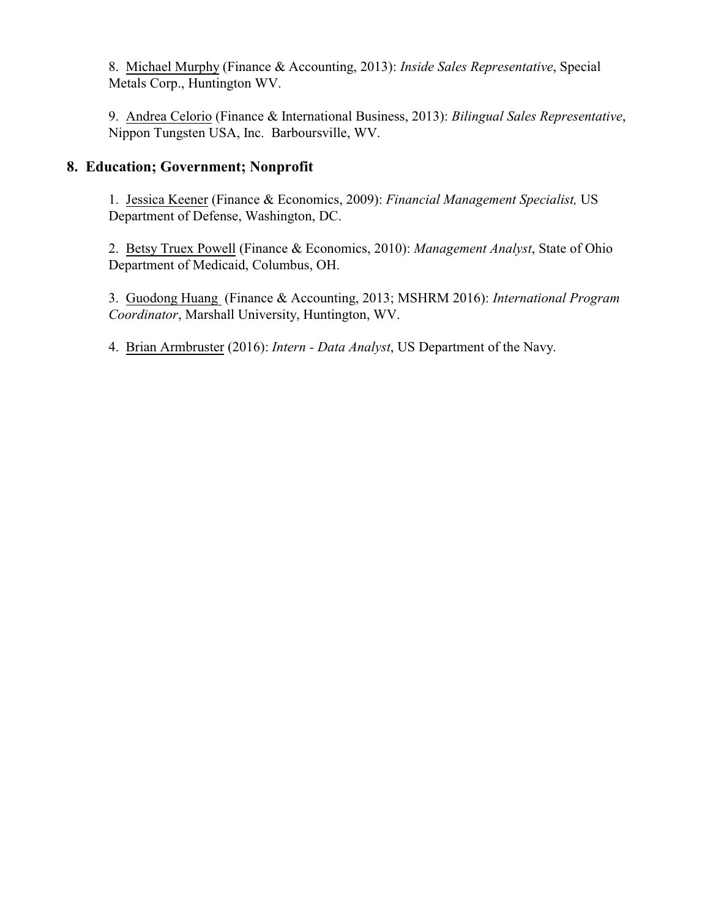8. Michael Murphy (Finance & Accounting, 2013): *Inside Sales Representative*, Special Metals Corp., Huntington WV.

9. Andrea Celorio (Finance & International Business, 2013): *Bilingual Sales Representative*, Nippon Tungsten USA, Inc. Barboursville, WV.

## 8. Education; Government; Nonprofit

1. Jessica Keener (Finance & Economics, 2009): *Financial Management Specialist,* US Department of Defense, Washington, DC.

2. Betsy Truex Powell (Finance & Economics, 2010): *Management Analyst*, State of Ohio Department of Medicaid, Columbus, OH.

3. Guodong Huang (Finance & Accounting, 2013; MSHRM 2016): *International Program Coordinator*, Marshall University, Huntington, WV.

4. Brian Armbruster (2016): *Intern - Data Analyst*, US Department of the Navy.